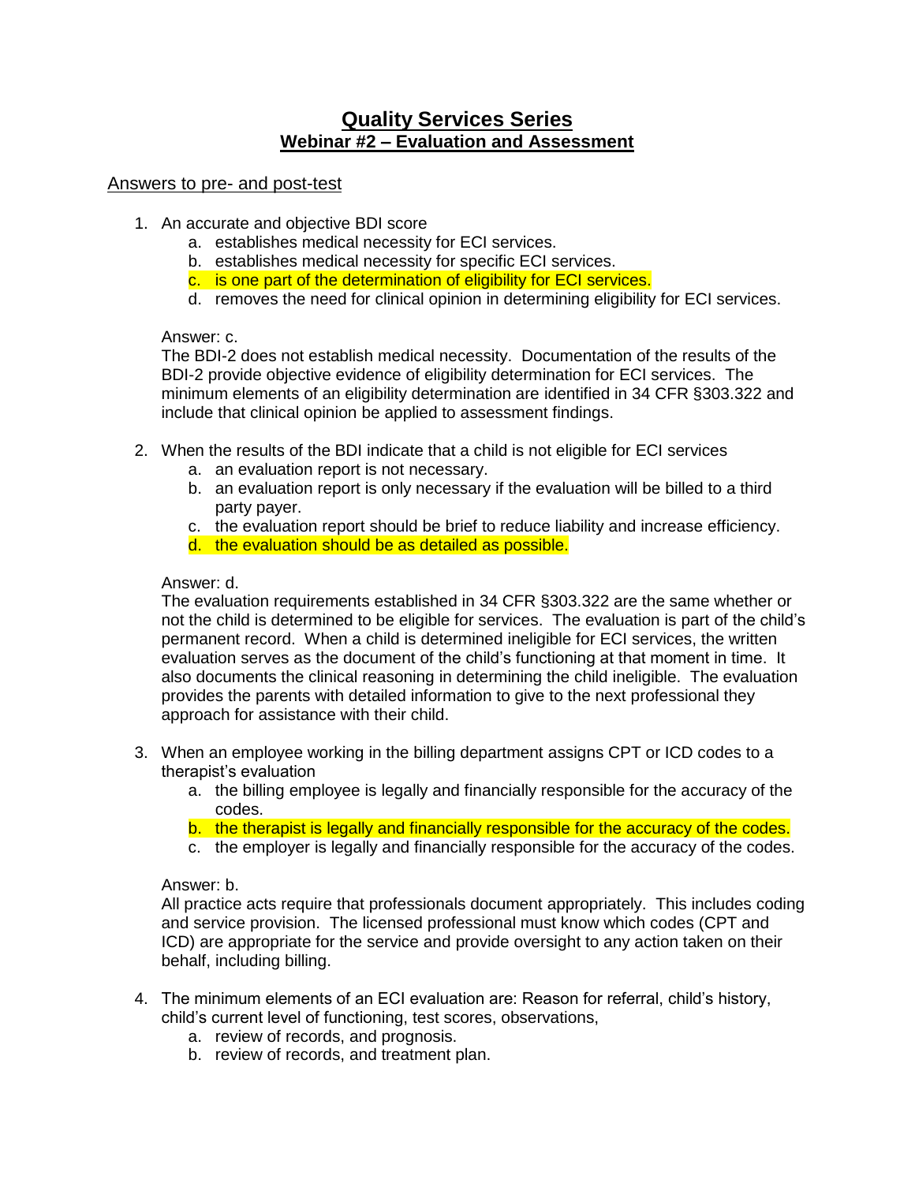# Quality Services Series

## Webinar #2 – Evaluation and Assessment

Answers to pre- and post-test

1. An accurate and objective BDI score
   a. establishes medical necessity for ECI services.
   b. establishes medical necessity for specific ECI services.
   c. is one part of the determination of eligibility for ECI services.
   d. removes the need for clinical opinion in determining eligibility for ECI services.

   Answer: c.
   The BDI-2 does not establish medical necessity. Documentation of the results of the BDI-2 provide objective evidence of eligibility determination for ECI services. The minimum elements of an eligibility determination are identified in 34 CFR §303.322 and include that clinical opinion be applied to assessment findings.

2. When the results of the BDI indicate that a child is not eligible for ECI services
   a. an evaluation report is not necessary.
   b. an evaluation report is only necessary if the evaluation will be billed to a third party payer.
   c. the evaluation report should be brief to reduce liability and increase efficiency.
   d. the evaluation should be as detailed as possible.

   Answer: d.
   The evaluation requirements established in 34 CFR §303.322 are the same whether or not the child is determined to be eligible for services. The evaluation is part of the child's permanent record. When a child is determined ineligible for ECI services, the written evaluation serves as the document of the child's functioning at that moment in time. It also documents the clinical reasoning in determining the child ineligible. The evaluation provides the parents with detailed information to give to the next professional they approach for assistance with their child.

3. When an employee working in the billing department assigns CPT or ICD codes to a therapist's evaluation
   a. the billing employee is legally and financially responsible for the accuracy of the codes.
   b. the therapist is legally and financially responsible for the accuracy of the codes.
   c. the employer is legally and financially responsible for the accuracy of the codes.

   Answer: b.
   All practice acts require that professionals document appropriately. This includes coding and service provision. The licensed professional must know which codes (CPT and ICD) are appropriate for the service and provide oversight to any action taken on their behalf, including billing.

4. The minimum elements of an ECI evaluation are: Reason for referral, child's history, child's current level of functioning, test scores, observations,
   a. review of records, and prognosis.
   b. review of records, and treatment plan.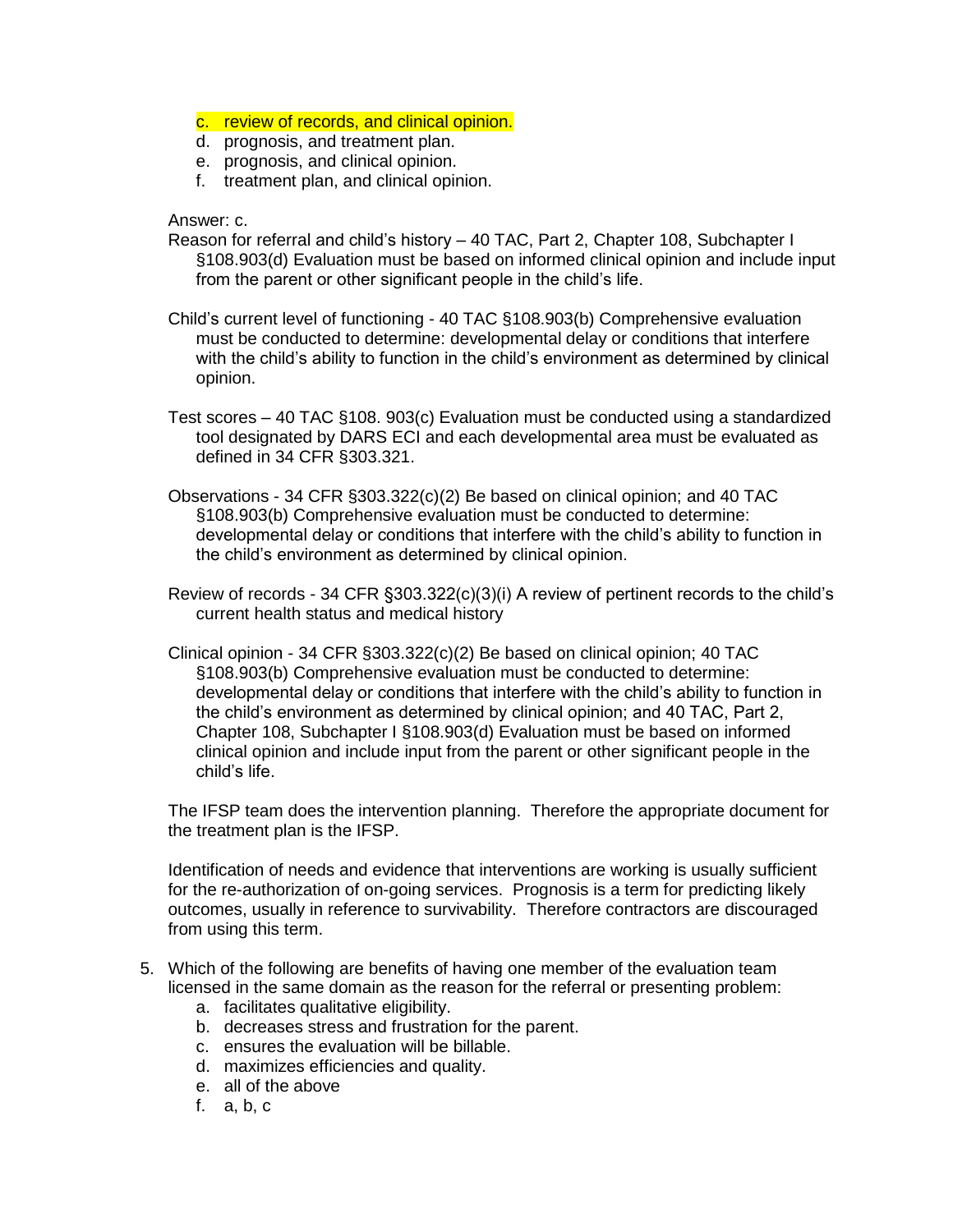c. review of records, and clinical opinion.
d. prognosis, and treatment plan.
e. prognosis, and clinical opinion.
f. treatment plan, and clinical opinion.

Answer: c.

Reason for referral and child's history – 40 TAC, Part 2, Chapter 108, Subchapter I §108.903(d) Evaluation must be based on informed clinical opinion and include input from the parent or other significant people in the child's life.

Child's current level of functioning - 40 TAC §108.903(b) Comprehensive evaluation must be conducted to determine: developmental delay or conditions that interfere with the child's ability to function in the child's environment as determined by clinical opinion.

Test scores – 40 TAC §108. 903(c) Evaluation must be conducted using a standardized tool designated by DARS ECI and each developmental area must be evaluated as defined in 34 CFR §303.321.

Observations - 34 CFR §303.322(c)(2) Be based on clinical opinion; and 40 TAC §108.903(b) Comprehensive evaluation must be conducted to determine: developmental delay or conditions that interfere with the child's ability to function in the child's environment as determined by clinical opinion.

Review of records - 34 CFR §303.322(c)(3)(i) A review of pertinent records to the child's current health status and medical history

Clinical opinion - 34 CFR §303.322(c)(2) Be based on clinical opinion; 40 TAC §108.903(b) Comprehensive evaluation must be conducted to determine: developmental delay or conditions that interfere with the child's ability to function in the child's environment as determined by clinical opinion; and 40 TAC, Part 2, Chapter 108, Subchapter I §108.903(d) Evaluation must be based on informed clinical opinion and include input from the parent or other significant people in the child's life.

The IFSP team does the intervention planning. Therefore the appropriate document for the treatment plan is the IFSP.

Identification of needs and evidence that interventions are working is usually sufficient for the re-authorization of on-going services. Prognosis is a term for predicting likely outcomes, usually in reference to survivability. Therefore contractors are discouraged from using this term.

5. Which of the following are benefits of having one member of the evaluation team licensed in the same domain as the reason for the referral or presenting problem:
   a. facilitates qualitative eligibility.
   b. decreases stress and frustration for the parent.
   c. ensures the evaluation will be billable.
   d. maximizes efficiencies and quality.
   e. all of the above
   f. a, b, c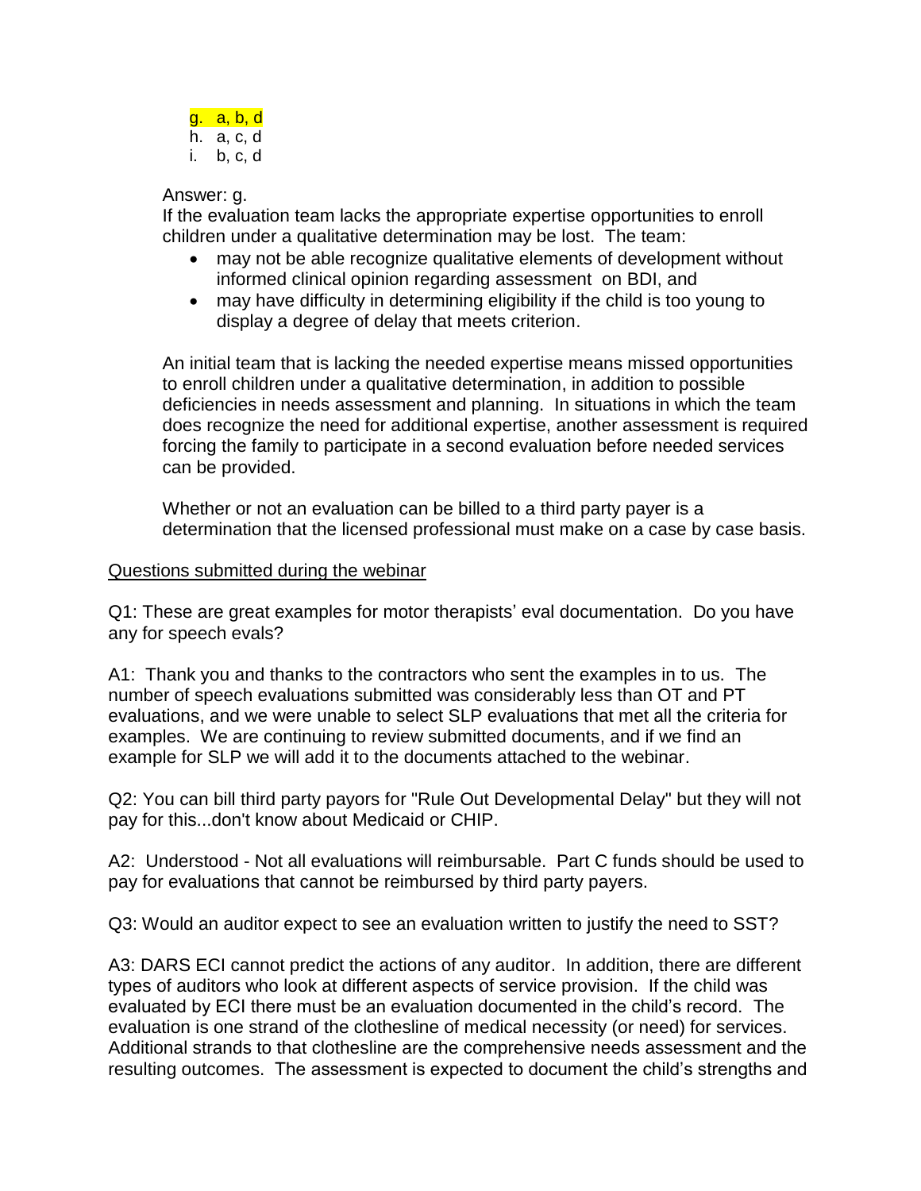g. a, b, d
h. a, c, d
i. b, c, d

Answer: g.
If the evaluation team lacks the appropriate expertise opportunities to enroll children under a qualitative determination may be lost. The team:

- may not be able recognize qualitative elements of development without informed clinical opinion regarding assessment on BDI, and
- may have difficulty in determining eligibility if the child is too young to display a degree of delay that meets criterion.

An initial team that is lacking the needed expertise means missed opportunities to enroll children under a qualitative determination, in addition to possible deficiencies in needs assessment and planning. In situations in which the team does recognize the need for additional expertise, another assessment is required forcing the family to participate in a second evaluation before needed services can be provided.

Whether or not an evaluation can be billed to a third party payer is a determination that the licensed professional must make on a case by case basis.

<u>Questions submitted during the webinar</u>

Q1: These are great examples for motor therapists' eval documentation. Do you have any for speech evals?

A1: Thank you and thanks to the contractors who sent the examples in to us. The number of speech evaluations submitted was considerably less than OT and PT evaluations, and we were unable to select SLP evaluations that met all the criteria for examples. We are continuing to review submitted documents, and if we find an example for SLP we will add it to the documents attached to the webinar.

Q2: You can bill third party payors for "Rule Out Developmental Delay" but they will not pay for this...don't know about Medicaid or CHIP.

A2: Understood - Not all evaluations will reimbursable. Part C funds should be used to pay for evaluations that cannot be reimbursed by third party payers.

Q3: Would an auditor expect to see an evaluation written to justify the need to SST?

A3: DARS ECI cannot predict the actions of any auditor. In addition, there are different types of auditors who look at different aspects of service provision. If the child was evaluated by ECI there must be an evaluation documented in the child's record. The evaluation is one strand of the clothesline of medical necessity (or need) for services. Additional strands to that clothesline are the comprehensive needs assessment and the resulting outcomes. The assessment is expected to document the child's strengths and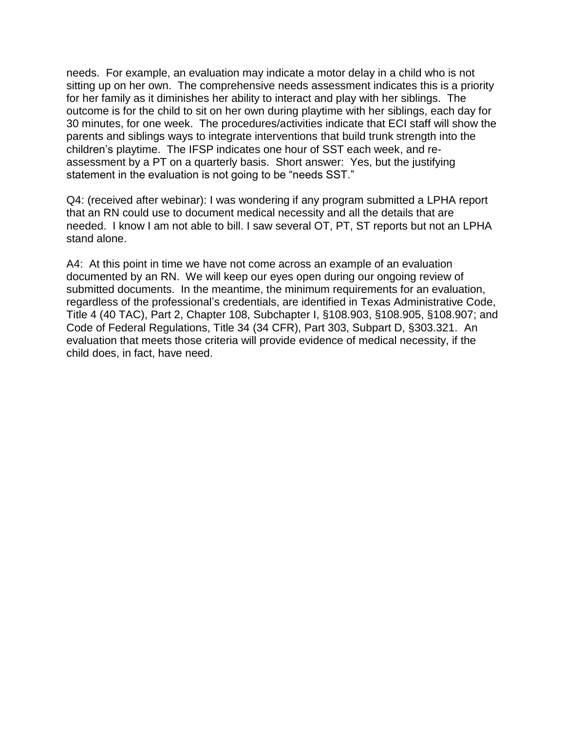needs. For example, an evaluation may indicate a motor delay in a child who is not sitting up on her own. The comprehensive needs assessment indicates this is a priority for her family as it diminishes her ability to interact and play with her siblings. The outcome is for the child to sit on her own during playtime with her siblings, each day for 30 minutes, for one week. The procedures/activities indicate that ECI staff will show the parents and siblings ways to integrate interventions that build trunk strength into the children's playtime. The IFSP indicates one hour of SST each week, and re-assessment by a PT on a quarterly basis. Short answer: Yes, but the justifying statement in the evaluation is not going to be "needs SST."

Q4: (received after webinar): I was wondering if any program submitted a LPHA report that an RN could use to document medical necessity and all the details that are needed. I know I am not able to bill. I saw several OT, PT, ST reports but not an LPHA stand alone.

A4: At this point in time we have not come across an example of an evaluation documented by an RN. We will keep our eyes open during our ongoing review of submitted documents. In the meantime, the minimum requirements for an evaluation, regardless of the professional's credentials, are identified in Texas Administrative Code, Title 4 (40 TAC), Part 2, Chapter 108, Subchapter I, §108.903, §108.905, §108.907; and Code of Federal Regulations, Title 34 (34 CFR), Part 303, Subpart D, §303.321. An evaluation that meets those criteria will provide evidence of medical necessity, if the child does, in fact, have need.